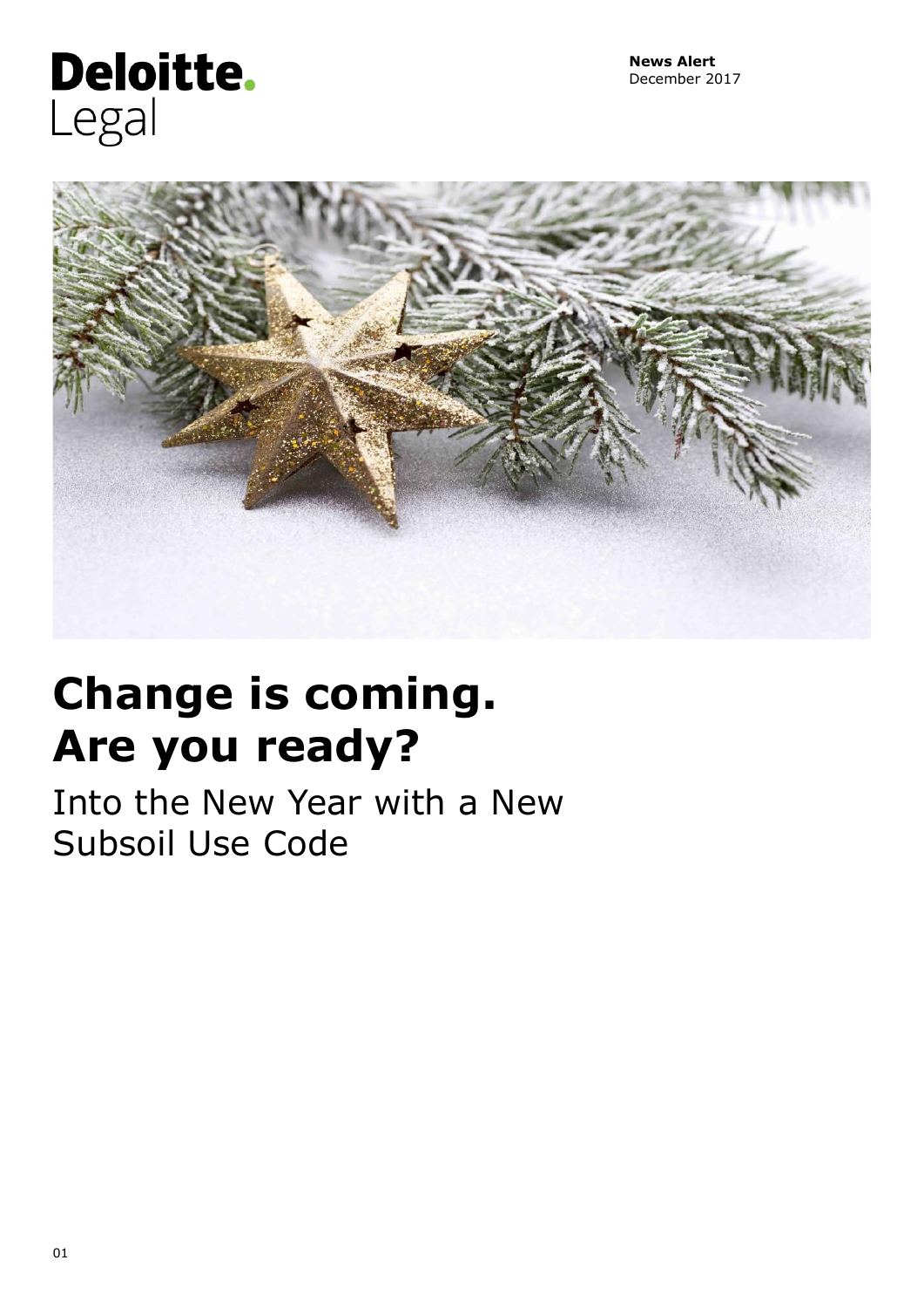Deloitte.
Legal

**News Alert**
December 2017

# Change is coming. Are you ready?

## Into the New Year with a New Subsoil Use Code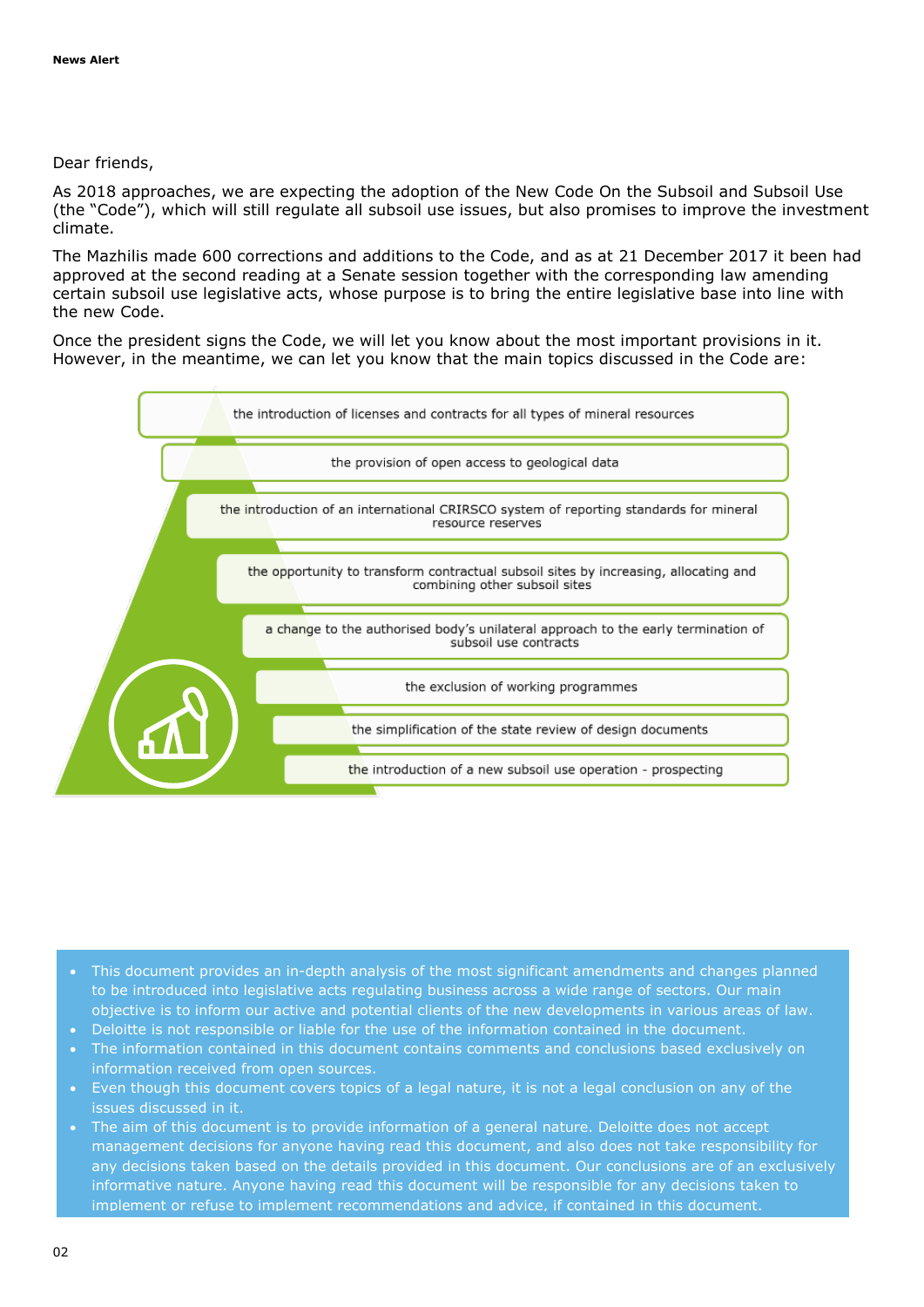Dear friends,

As 2018 approaches, we are expecting the adoption of the New Code On the Subsoil and Subsoil Use (the "Code"), which will still regulate all subsoil use issues, but also promises to improve the investment climate.

The Mazhilis made 600 corrections and additions to the Code, and as at 21 December 2017 it been had approved at the second reading at a Senate session together with the corresponding law amending certain subsoil use legislative acts, whose purpose is to bring the entire legislative base into line with the new Code.

Once the president signs the Code, we will let you know about the most important provisions in it. However, in the meantime, we can let you know that the main topics discussed in the Code are:

- the introduction of licenses and contracts for all types of mineral resources
- the provision of open access to geological data
- the introduction of an international CRIRSCO system of reporting standards for mineral resource reserves
- the opportunity to transform contractual subsoil sites by increasing, allocating and combining other subsoil sites
- a change to the authorised body's unilateral approach to the early termination of subsoil use contracts
- the exclusion of working programmes
- the simplification of the state review of design documents
- the introduction of a new subsoil use operation - prospecting

- This document provides an in-depth analysis of the most significant amendments and changes planned to be introduced into legislative acts regulating business across a wide range of sectors. Our main objective is to inform our active and potential clients of the new developments in various areas of law.
- Deloitte is not responsible or liable for the use of the information contained in the document.
- The information contained in this document contains comments and conclusions based exclusively on information received from open sources.
- Even though this document covers topics of a legal nature, it is not a legal conclusion on any of the issues discussed in it.
- The aim of this document is to provide information of a general nature. Deloitte does not accept management decisions for anyone having read this document, and also does not take responsibility for any decisions taken based on the details provided in this document. Our conclusions are of an exclusively informative nature. Anyone having read this document will be responsible for any decisions taken to implement or refuse to implement recommendations and advice, if contained in this document.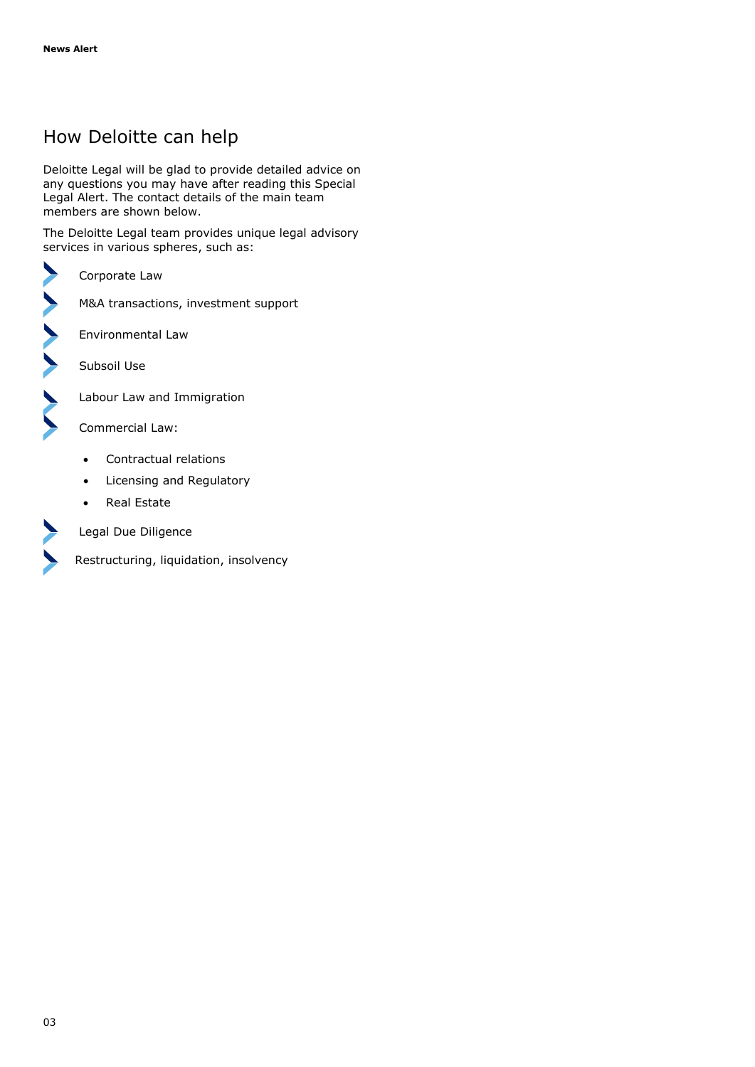## How Deloitte can help

Deloitte Legal will be glad to provide detailed advice on any questions you may have after reading this Special Legal Alert. The contact details of the main team members are shown below.

The Deloitte Legal team provides unique legal advisory services in various spheres, such as:

- Corporate Law
- M&A transactions, investment support
- Environmental Law
- Subsoil Use
- Labour Law and Immigration
- Commercial Law:
  - Contractual relations
  - Licensing and Regulatory
  - Real Estate
- Legal Due Diligence
- Restructuring, liquidation, insolvency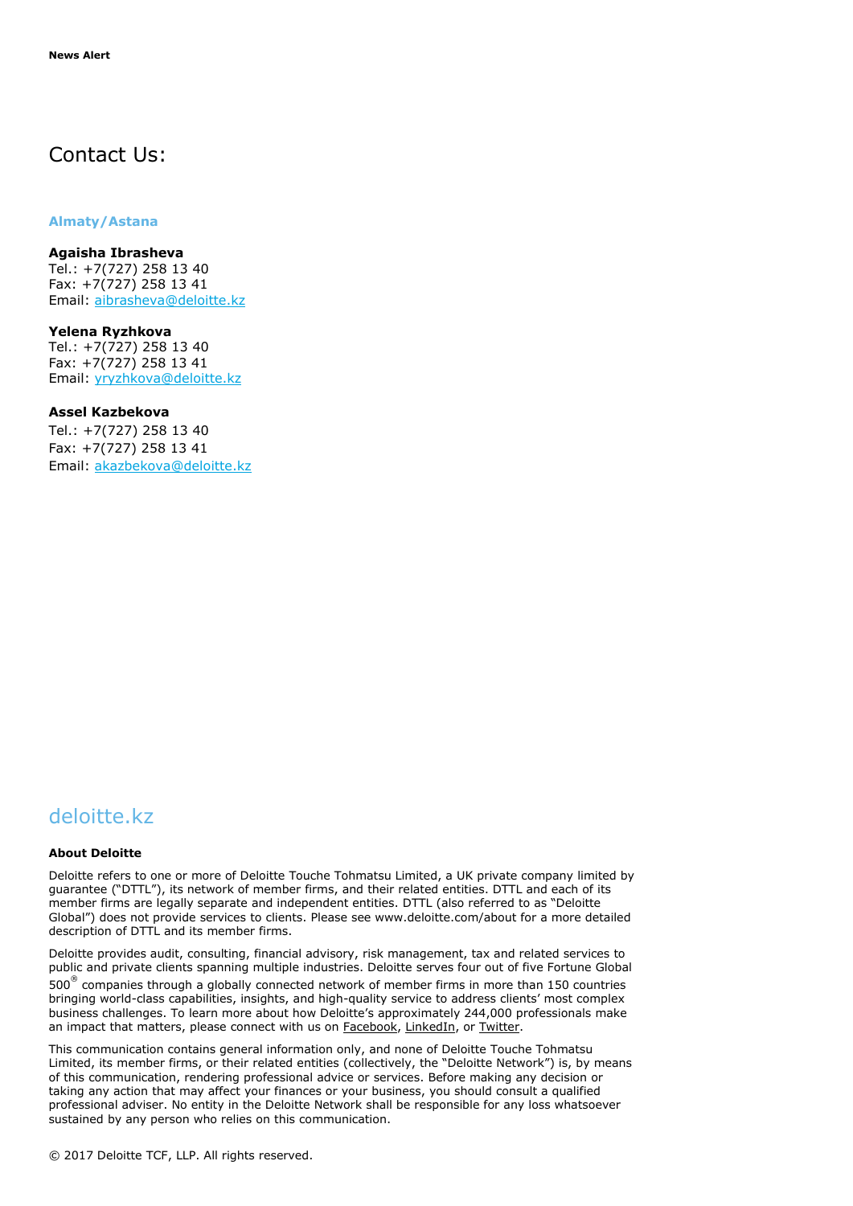# Contact Us:

### Almaty/Astana

**Agaisha Ibrasheva**
Tel.: +7(727) 258 13 40
Fax: +7(727) 258 13 41
Email: aibrasheva@deloitte.kz

**Yelena Ryzhkova**
Tel.: +7(727) 258 13 40
Fax: +7(727) 258 13 41
Email: yryzhkova@deloitte.kz

**Assel Kazbekova**
Tel.: +7(727) 258 13 40
Fax: +7(727) 258 13 41
Email: akazbekova@deloitte.kz

## deloitte.kz

**About Deloitte**

Deloitte refers to one or more of Deloitte Touche Tohmatsu Limited, a UK private company limited by guarantee ("DTTL"), its network of member firms, and their related entities. DTTL and each of its member firms are legally separate and independent entities. DTTL (also referred to as "Deloitte Global") does not provide services to clients. Please see www.deloitte.com/about for a more detailed description of DTTL and its member firms.

Deloitte provides audit, consulting, financial advisory, risk management, tax and related services to public and private clients spanning multiple industries. Deloitte serves four out of five Fortune Global 500® companies through a globally connected network of member firms in more than 150 countries bringing world-class capabilities, insights, and high-quality service to address clients' most complex business challenges. To learn more about how Deloitte's approximately 244,000 professionals make an impact that matters, please connect with us on Facebook, LinkedIn, or Twitter.

This communication contains general information only, and none of Deloitte Touche Tohmatsu Limited, its member firms, or their related entities (collectively, the "Deloitte Network") is, by means of this communication, rendering professional advice or services. Before making any decision or taking any action that may affect your finances or your business, you should consult a qualified professional adviser. No entity in the Deloitte Network shall be responsible for any loss whatsoever sustained by any person who relies on this communication.

© 2017 Deloitte TCF, LLP. All rights reserved.